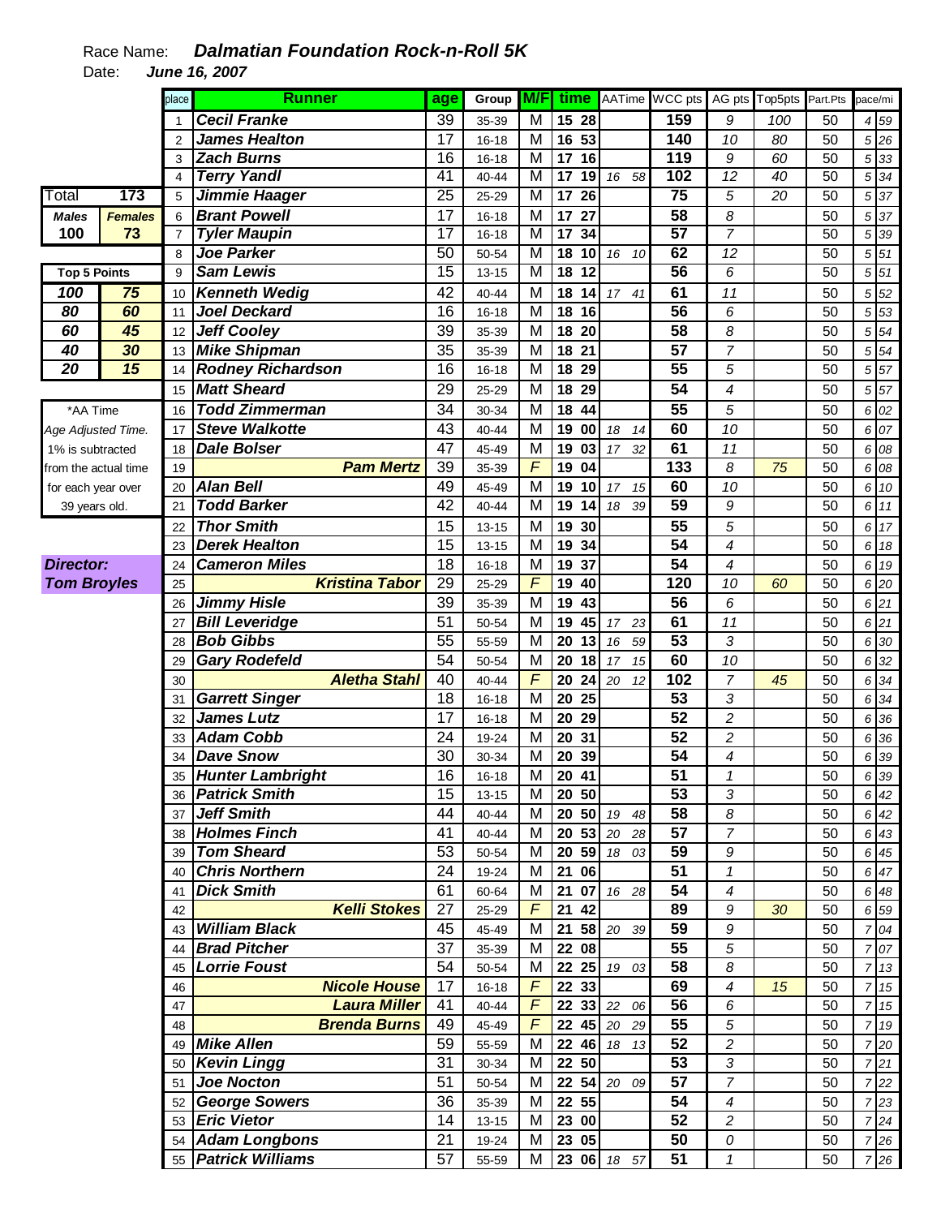Race Name: ***Dalmatian Foundation Rock-n-Roll 5K***

Date: ***June 16, 2007***

| Total | 173 |
|---|---|
| **Males** | **Females** |
| **100** | **73** |

| Top 5 Points | |
|---|---|
| **100** | **75** |
| **80** | **60** |
| **60** | **45** |
| **40** | **30** |
| **20** | **15** |

*AA Time
*Age Adjusted Time.*
1% is subtracted from the actual time for each year over 39 years old.

***Director:***
***Tom Broyles***

| place | Runner | age | Group | M/F | time | | AATime | | WCC pts | AG pts | Top5pts | Part.Pts | pace/mi | |
|---|---|---|---|---|---|---|---|---|---|---|---|---|---|---|
| 1 | Cecil Franke | 39 | 35-39 | M | 15 | 28 | | | 159 | 9 | 100 | 50 | 4 | 59 |
| 2 | James Healton | 17 | 16-18 | M | 16 | 53 | | | 140 | 10 | 80 | 50 | 5 | 26 |
| 3 | Zach Burns | 16 | 16-18 | M | 17 | 16 | | | 119 | 9 | 60 | 50 | 5 | 33 |
| 4 | Terry Yandl | 41 | 40-44 | M | 17 | 19 | 16 | 58 | 102 | 12 | 40 | 50 | 5 | 34 |
| 5 | Jimmie Haager | 25 | 25-29 | M | 17 | 26 | | | 75 | 5 | 20 | 50 | 5 | 37 |
| 6 | Brant Powell | 17 | 16-18 | M | 17 | 27 | | | 58 | 8 | | 50 | 5 | 37 |
| 7 | Tyler Maupin | 17 | 16-18 | M | 17 | 34 | | | 57 | 7 | | 50 | 5 | 39 |
| 8 | Joe Parker | 50 | 50-54 | M | 18 | 10 | 16 | 10 | 62 | 12 | | 50 | 5 | 51 |
| 9 | Sam Lewis | 15 | 13-15 | M | 18 | 12 | | | 56 | 6 | | 50 | 5 | 51 |
| 10 | Kenneth Wedig | 42 | 40-44 | M | 18 | 14 | 17 | 41 | 61 | 11 | | 50 | 5 | 52 |
| 11 | Joel Deckard | 16 | 16-18 | M | 18 | 16 | | | 56 | 6 | | 50 | 5 | 53 |
| 12 | Jeff Cooley | 39 | 35-39 | M | 18 | 20 | | | 58 | 8 | | 50 | 5 | 54 |
| 13 | Mike Shipman | 35 | 35-39 | M | 18 | 21 | | | 57 | 7 | | 50 | 5 | 54 |
| 14 | Rodney Richardson | 16 | 16-18 | M | 18 | 29 | | | 55 | 5 | | 50 | 5 | 57 |
| 15 | Matt Sheard | 29 | 25-29 | M | 18 | 29 | | | 54 | 4 | | 50 | 5 | 57 |
| 16 | Todd Zimmerman | 34 | 30-34 | M | 18 | 44 | | | 55 | 5 | | 50 | 6 | 02 |
| 17 | Steve Walkotte | 43 | 40-44 | M | 19 | 00 | 18 | 14 | 60 | 10 | | 50 | 6 | 07 |
| 18 | Dale Bolser | 47 | 45-49 | M | 19 | 03 | 17 | 32 | 61 | 11 | | 50 | 6 | 08 |
| 19 | Pam Mertz | 39 | 35-39 | F | 19 | 04 | | | 133 | 8 | 75 | 50 | 6 | 08 |
| 20 | Alan Bell | 49 | 45-49 | M | 19 | 10 | 17 | 15 | 60 | 10 | | 50 | 6 | 10 |
| 21 | Todd Barker | 42 | 40-44 | M | 19 | 14 | 18 | 39 | 59 | 9 | | 50 | 6 | 11 |
| 22 | Thor Smith | 15 | 13-15 | M | 19 | 30 | | | 55 | 5 | | 50 | 6 | 17 |
| 23 | Derek Healton | 15 | 13-15 | M | 19 | 34 | | | 54 | 4 | | 50 | 6 | 18 |
| 24 | Cameron Miles | 18 | 16-18 | M | 19 | 37 | | | 54 | 4 | | 50 | 6 | 19 |
| 25 | Kristina Tabor | 29 | 25-29 | F | 19 | 40 | | | 120 | 10 | 60 | 50 | 6 | 20 |
| 26 | Jimmy Hisle | 39 | 35-39 | M | 19 | 43 | | | 56 | 6 | | 50 | 6 | 21 |
| 27 | Bill Leveridge | 51 | 50-54 | M | 19 | 45 | 17 | 23 | 61 | 11 | | 50 | 6 | 21 |
| 28 | Bob Gibbs | 55 | 55-59 | M | 20 | 13 | 16 | 59 | 53 | 3 | | 50 | 6 | 30 |
| 29 | Gary Rodefeld | 54 | 50-54 | M | 20 | 18 | 17 | 15 | 60 | 10 | | 50 | 6 | 32 |
| 30 | Aletha Stahl | 40 | 40-44 | F | 20 | 24 | 20 | 12 | 102 | 7 | 45 | 50 | 6 | 34 |
| 31 | Garrett Singer | 18 | 16-18 | M | 20 | 25 | | | 53 | 3 | | 50 | 6 | 34 |
| 32 | James Lutz | 17 | 16-18 | M | 20 | 29 | | | 52 | 2 | | 50 | 6 | 36 |
| 33 | Adam Cobb | 24 | 19-24 | M | 20 | 31 | | | 52 | 2 | | 50 | 6 | 36 |
| 34 | Dave Snow | 30 | 30-34 | M | 20 | 39 | | | 54 | 4 | | 50 | 6 | 39 |
| 35 | Hunter Lambright | 16 | 16-18 | M | 20 | 41 | | | 51 | 1 | | 50 | 6 | 39 |
| 36 | Patrick Smith | 15 | 13-15 | M | 20 | 50 | | | 53 | 3 | | 50 | 6 | 42 |
| 37 | Jeff Smith | 44 | 40-44 | M | 20 | 50 | 19 | 48 | 58 | 8 | | 50 | 6 | 42 |
| 38 | Holmes Finch | 41 | 40-44 | M | 20 | 53 | 20 | 28 | 57 | 7 | | 50 | 6 | 43 |
| 39 | Tom Sheard | 53 | 50-54 | M | 20 | 59 | 18 | 03 | 59 | 9 | | 50 | 6 | 45 |
| 40 | Chris Northern | 24 | 19-24 | M | 21 | 06 | | | 51 | 1 | | 50 | 6 | 47 |
| 41 | Dick Smith | 61 | 60-64 | M | 21 | 07 | 16 | 28 | 54 | 4 | | 50 | 6 | 48 |
| 42 | Kelli Stokes | 27 | 25-29 | F | 21 | 42 | | | 89 | 9 | 30 | 50 | 6 | 59 |
| 43 | William Black | 45 | 45-49 | M | 21 | 58 | 20 | 39 | 59 | 9 | | 50 | 7 | 04 |
| 44 | Brad Pitcher | 37 | 35-39 | M | 22 | 08 | | | 55 | 5 | | 50 | 7 | 07 |
| 45 | Lorrie Foust | 54 | 50-54 | M | 22 | 25 | 19 | 03 | 58 | 8 | | 50 | 7 | 13 |
| 46 | Nicole House | 17 | 16-18 | F | 22 | 33 | | | 69 | 4 | 15 | 50 | 7 | 15 |
| 47 | Laura Miller | 41 | 40-44 | F | 22 | 33 | 22 | 06 | 56 | 6 | | 50 | 7 | 15 |
| 48 | Brenda Burns | 49 | 45-49 | F | 22 | 45 | 20 | 29 | 55 | 5 | | 50 | 7 | 19 |
| 49 | Mike Allen | 59 | 55-59 | M | 22 | 46 | 18 | 13 | 52 | 2 | | 50 | 7 | 20 |
| 50 | Kevin Lingg | 31 | 30-34 | M | 22 | 50 | | | 53 | 3 | | 50 | 7 | 21 |
| 51 | Joe Nocton | 51 | 50-54 | M | 22 | 54 | 20 | 09 | 57 | 7 | | 50 | 7 | 22 |
| 52 | George Sowers | 36 | 35-39 | M | 22 | 55 | | | 54 | 4 | | 50 | 7 | 23 |
| 53 | Eric Vietor | 14 | 13-15 | M | 23 | 00 | | | 52 | 2 | | 50 | 7 | 24 |
| 54 | Adam Longbons | 21 | 19-24 | M | 23 | 05 | | | 50 | 0 | | 50 | 7 | 26 |
| 55 | Patrick Williams | 57 | 55-59 | M | 23 | 06 | 18 | 57 | 51 | 1 | | 50 | 7 | 26 |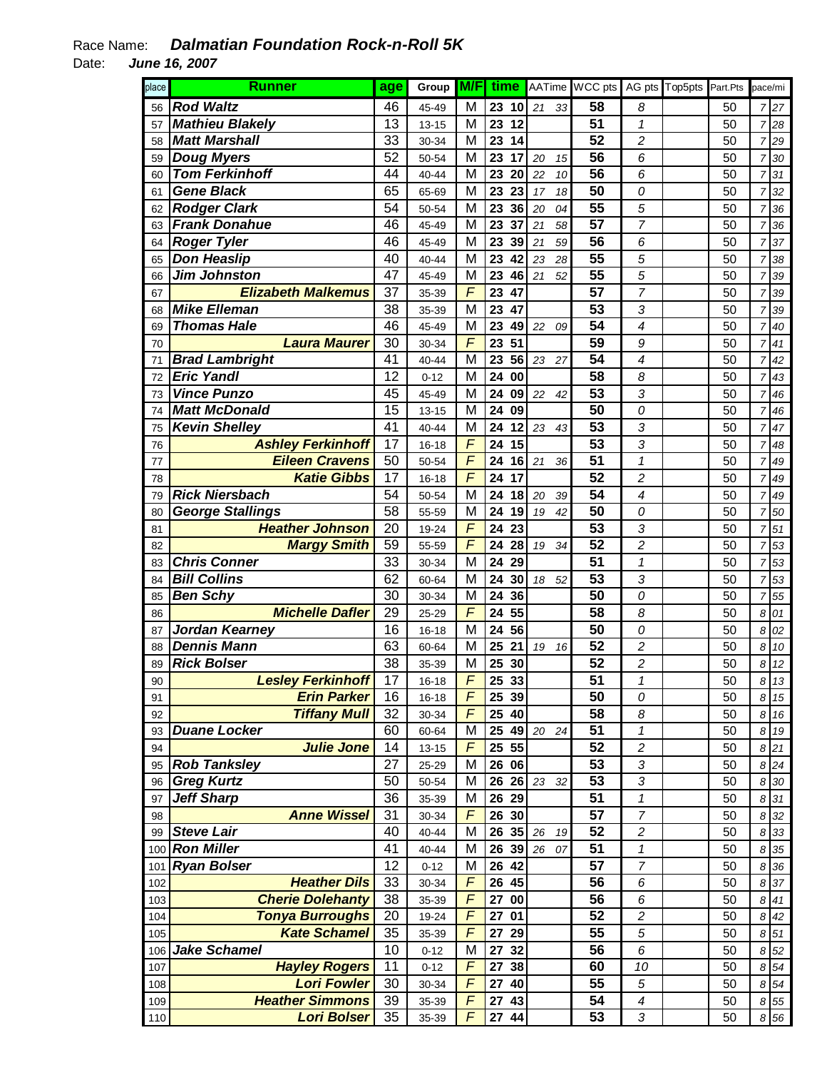Race Name: ***Dalmatian Foundation Rock-n-Roll 5K***

Date: ***June 16, 2007***

| place | Runner | age | Group | M/F | time | | AATime | | WCC pts | AG pts | Top5pts | Part.Pts | pace/mi | |
|---|---|---|---|---|---|---|---|---|---|---|---|---|---|---|
| 56 | ***Rod Waltz*** | 46 | 45-49 | M | 23 | 10 | 21 | 33 | 58 | 8 | | 50 | 7 | 27 |
| 57 | ***Mathieu Blakely*** | 13 | 13-15 | M | 23 | 12 | | | 51 | 1 | | 50 | 7 | 28 |
| 58 | ***Matt Marshall*** | 33 | 30-34 | M | 23 | 14 | | | 52 | 2 | | 50 | 7 | 29 |
| 59 | ***Doug Myers*** | 52 | 50-54 | M | 23 | 17 | 20 | 15 | 56 | 6 | | 50 | 7 | 30 |
| 60 | ***Tom Ferkinhoff*** | 44 | 40-44 | M | 23 | 20 | 22 | 10 | 56 | 6 | | 50 | 7 | 31 |
| 61 | ***Gene Black*** | 65 | 65-69 | M | 23 | 23 | 17 | 18 | 50 | 0 | | 50 | 7 | 32 |
| 62 | ***Rodger Clark*** | 54 | 50-54 | M | 23 | 36 | 20 | 04 | 55 | 5 | | 50 | 7 | 36 |
| 63 | ***Frank Donahue*** | 46 | 45-49 | M | 23 | 37 | 21 | 58 | 57 | 7 | | 50 | 7 | 36 |
| 64 | ***Roger Tyler*** | 46 | 45-49 | M | 23 | 39 | 21 | 59 | 56 | 6 | | 50 | 7 | 37 |
| 65 | ***Don Heaslip*** | 40 | 40-44 | M | 23 | 42 | 23 | 28 | 55 | 5 | | 50 | 7 | 38 |
| 66 | ***Jim Johnston*** | 47 | 45-49 | M | 23 | 46 | 21 | 52 | 55 | 5 | | 50 | 7 | 39 |
| 67 | ***Elizabeth Malkemus*** | 37 | 35-39 | F | 23 | 47 | | | 57 | 7 | | 50 | 7 | 39 |
| 68 | ***Mike Elleman*** | 38 | 35-39 | M | 23 | 47 | | | 53 | 3 | | 50 | 7 | 39 |
| 69 | ***Thomas Hale*** | 46 | 45-49 | M | 23 | 49 | 22 | 09 | 54 | 4 | | 50 | 7 | 40 |
| 70 | ***Laura Maurer*** | 30 | 30-34 | F | 23 | 51 | | | 59 | 9 | | 50 | 7 | 41 |
| 71 | ***Brad Lambright*** | 41 | 40-44 | M | 23 | 56 | 23 | 27 | 54 | 4 | | 50 | 7 | 42 |
| 72 | ***Eric Yandl*** | 12 | 0-12 | M | 24 | 00 | | | 58 | 8 | | 50 | 7 | 43 |
| 73 | ***Vince Punzo*** | 45 | 45-49 | M | 24 | 09 | 22 | 42 | 53 | 3 | | 50 | 7 | 46 |
| 74 | ***Matt McDonald*** | 15 | 13-15 | M | 24 | 09 | | | 50 | 0 | | 50 | 7 | 46 |
| 75 | ***Kevin Shelley*** | 41 | 40-44 | M | 24 | 12 | 23 | 43 | 53 | 3 | | 50 | 7 | 47 |
| 76 | ***Ashley Ferkinhoff*** | 17 | 16-18 | F | 24 | 15 | | | 53 | 3 | | 50 | 7 | 48 |
| 77 | ***Eileen Cravens*** | 50 | 50-54 | F | 24 | 16 | 21 | 36 | 51 | 1 | | 50 | 7 | 49 |
| 78 | ***Katie Gibbs*** | 17 | 16-18 | F | 24 | 17 | | | 52 | 2 | | 50 | 7 | 49 |
| 79 | ***Rick Niersbach*** | 54 | 50-54 | M | 24 | 18 | 20 | 39 | 54 | 4 | | 50 | 7 | 49 |
| 80 | ***George Stallings*** | 58 | 55-59 | M | 24 | 19 | 19 | 42 | 50 | 0 | | 50 | 7 | 50 |
| 81 | ***Heather Johnson*** | 20 | 19-24 | F | 24 | 23 | | | 53 | 3 | | 50 | 7 | 51 |
| 82 | ***Margy Smith*** | 59 | 55-59 | F | 24 | 28 | 19 | 34 | 52 | 2 | | 50 | 7 | 53 |
| 83 | ***Chris Conner*** | 33 | 30-34 | M | 24 | 29 | | | 51 | 1 | | 50 | 7 | 53 |
| 84 | ***Bill Collins*** | 62 | 60-64 | M | 24 | 30 | 18 | 52 | 53 | 3 | | 50 | 7 | 53 |
| 85 | ***Ben Schy*** | 30 | 30-34 | M | 24 | 36 | | | 50 | 0 | | 50 | 7 | 55 |
| 86 | ***Michelle Dafler*** | 29 | 25-29 | F | 24 | 55 | | | 58 | 8 | | 50 | 8 | 01 |
| 87 | ***Jordan Kearney*** | 16 | 16-18 | M | 24 | 56 | | | 50 | 0 | | 50 | 8 | 02 |
| 88 | ***Dennis Mann*** | 63 | 60-64 | M | 25 | 21 | 19 | 16 | 52 | 2 | | 50 | 8 | 10 |
| 89 | ***Rick Bolser*** | 38 | 35-39 | M | 25 | 30 | | | 52 | 2 | | 50 | 8 | 12 |
| 90 | ***Lesley Ferkinhoff*** | 17 | 16-18 | F | 25 | 33 | | | 51 | 1 | | 50 | 8 | 13 |
| 91 | ***Erin Parker*** | 16 | 16-18 | F | 25 | 39 | | | 50 | 0 | | 50 | 8 | 15 |
| 92 | ***Tiffany Mull*** | 32 | 30-34 | F | 25 | 40 | | | 58 | 8 | | 50 | 8 | 16 |
| 93 | ***Duane Locker*** | 60 | 60-64 | M | 25 | 49 | 20 | 24 | 51 | 1 | | 50 | 8 | 19 |
| 94 | ***Julie Jone*** | 14 | 13-15 | F | 25 | 55 | | | 52 | 2 | | 50 | 8 | 21 |
| 95 | ***Rob Tanksley*** | 27 | 25-29 | M | 26 | 06 | | | 53 | 3 | | 50 | 8 | 24 |
| 96 | ***Greg Kurtz*** | 50 | 50-54 | M | 26 | 26 | 23 | 32 | 53 | 3 | | 50 | 8 | 30 |
| 97 | ***Jeff Sharp*** | 36 | 35-39 | M | 26 | 29 | | | 51 | 1 | | 50 | 8 | 31 |
| 98 | ***Anne Wissel*** | 31 | 30-34 | F | 26 | 30 | | | 57 | 7 | | 50 | 8 | 32 |
| 99 | ***Steve Lair*** | 40 | 40-44 | M | 26 | 35 | 26 | 19 | 52 | 2 | | 50 | 8 | 33 |
| 100 | ***Ron Miller*** | 41 | 40-44 | M | 26 | 39 | 26 | 07 | 51 | 1 | | 50 | 8 | 35 |
| 101 | ***Ryan Bolser*** | 12 | 0-12 | M | 26 | 42 | | | 57 | 7 | | 50 | 8 | 36 |
| 102 | ***Heather Dils*** | 33 | 30-34 | F | 26 | 45 | | | 56 | 6 | | 50 | 8 | 37 |
| 103 | ***Cherie Dolehanty*** | 38 | 35-39 | F | 27 | 00 | | | 56 | 6 | | 50 | 8 | 41 |
| 104 | ***Tonya Burroughs*** | 20 | 19-24 | F | 27 | 01 | | | 52 | 2 | | 50 | 8 | 42 |
| 105 | ***Kate Schamel*** | 35 | 35-39 | F | 27 | 29 | | | 55 | 5 | | 50 | 8 | 51 |
| 106 | ***Jake Schamel*** | 10 | 0-12 | M | 27 | 32 | | | 56 | 6 | | 50 | 8 | 52 |
| 107 | ***Hayley Rogers*** | 11 | 0-12 | F | 27 | 38 | | | 60 | 10 | | 50 | 8 | 54 |
| 108 | ***Lori Fowler*** | 30 | 30-34 | F | 27 | 40 | | | 55 | 5 | | 50 | 8 | 54 |
| 109 | ***Heather Simmons*** | 39 | 35-39 | F | 27 | 43 | | | 54 | 4 | | 50 | 8 | 55 |
| 110 | ***Lori Bolser*** | 35 | 35-39 | F | 27 | 44 | | | 53 | 3 | | 50 | 8 | 56 |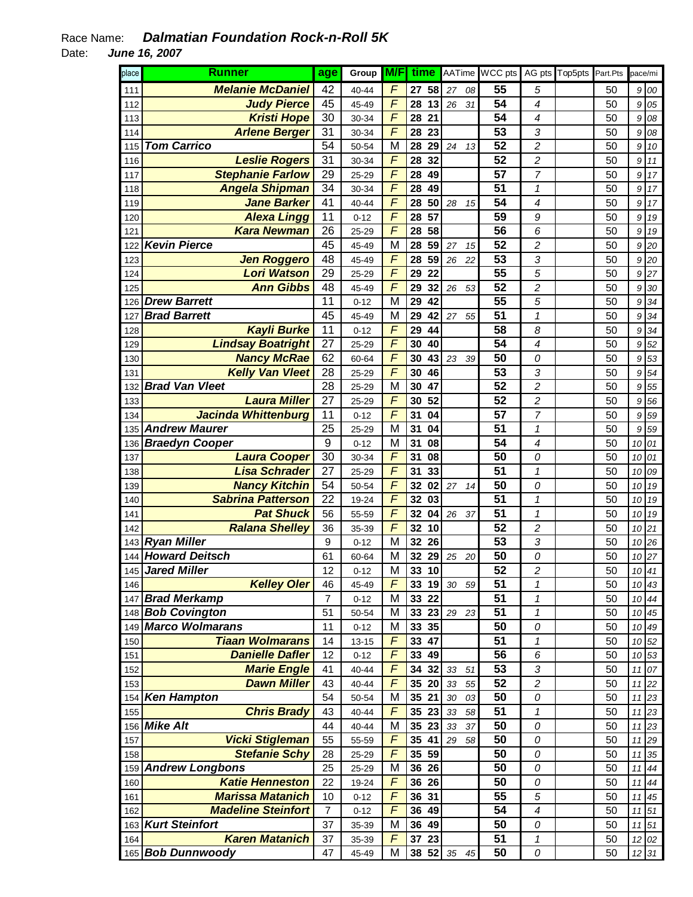Race Name: ***Dalmatian Foundation Rock-n-Roll 5K***

Date: ***June 16, 2007***

| place | Runner | age | Group | M/F | time | | AATime | | WCC pts | AG pts | Top5pts | Part.Pts | pace/mi | |
|---|---|---|---|---|---|---|---|---|---|---|---|---|---|---|
| 111 | Melanie McDaniel | 42 | 40-44 | F | 27 | 58 | 27 | 08 | 55 | 5 | | 50 | 9 | 00 |
| 112 | Judy Pierce | 45 | 45-49 | F | 28 | 13 | 26 | 31 | 54 | 4 | | 50 | 9 | 05 |
| 113 | Kristi Hope | 30 | 30-34 | F | 28 | 21 | | | 54 | 4 | | 50 | 9 | 08 |
| 114 | Arlene Berger | 31 | 30-34 | F | 28 | 23 | | | 53 | 3 | | 50 | 9 | 08 |
| 115 | Tom Carrico | 54 | 50-54 | M | 28 | 29 | 24 | 13 | 52 | 2 | | 50 | 9 | 10 |
| 116 | Leslie Rogers | 31 | 30-34 | F | 28 | 32 | | | 52 | 2 | | 50 | 9 | 11 |
| 117 | Stephanie Farlow | 29 | 25-29 | F | 28 | 49 | | | 57 | 7 | | 50 | 9 | 17 |
| 118 | Angela Shipman | 34 | 30-34 | F | 28 | 49 | | | 51 | 1 | | 50 | 9 | 17 |
| 119 | Jane Barker | 41 | 40-44 | F | 28 | 50 | 28 | 15 | 54 | 4 | | 50 | 9 | 17 |
| 120 | Alexa Lingg | 11 | 0-12 | F | 28 | 57 | | | 59 | 9 | | 50 | 9 | 19 |
| 121 | Kara Newman | 26 | 25-29 | F | 28 | 58 | | | 56 | 6 | | 50 | 9 | 19 |
| 122 | Kevin Pierce | 45 | 45-49 | M | 28 | 59 | 27 | 15 | 52 | 2 | | 50 | 9 | 20 |
| 123 | Jen Roggero | 48 | 45-49 | F | 28 | 59 | 26 | 22 | 53 | 3 | | 50 | 9 | 20 |
| 124 | Lori Watson | 29 | 25-29 | F | 29 | 22 | | | 55 | 5 | | 50 | 9 | 27 |
| 125 | Ann Gibbs | 48 | 45-49 | F | 29 | 32 | 26 | 53 | 52 | 2 | | 50 | 9 | 30 |
| 126 | Drew Barrett | 11 | 0-12 | M | 29 | 42 | | | 55 | 5 | | 50 | 9 | 34 |
| 127 | Brad Barrett | 45 | 45-49 | M | 29 | 42 | 27 | 55 | 51 | 1 | | 50 | 9 | 34 |
| 128 | Kayli Burke | 11 | 0-12 | F | 29 | 44 | | | 58 | 8 | | 50 | 9 | 34 |
| 129 | Lindsay Boatright | 27 | 25-29 | F | 30 | 40 | | | 54 | 4 | | 50 | 9 | 52 |
| 130 | Nancy McRae | 62 | 60-64 | F | 30 | 43 | 23 | 39 | 50 | 0 | | 50 | 9 | 53 |
| 131 | Kelly Van Vleet | 28 | 25-29 | F | 30 | 46 | | | 53 | 3 | | 50 | 9 | 54 |
| 132 | Brad Van Vleet | 28 | 25-29 | M | 30 | 47 | | | 52 | 2 | | 50 | 9 | 55 |
| 133 | Laura Miller | 27 | 25-29 | F | 30 | 52 | | | 52 | 2 | | 50 | 9 | 56 |
| 134 | Jacinda Whittenburg | 11 | 0-12 | F | 31 | 04 | | | 57 | 7 | | 50 | 9 | 59 |
| 135 | Andrew Maurer | 25 | 25-29 | M | 31 | 04 | | | 51 | 1 | | 50 | 9 | 59 |
| 136 | Braedyn Cooper | 9 | 0-12 | M | 31 | 08 | | | 54 | 4 | | 50 | 10 | 01 |
| 137 | Laura Cooper | 30 | 30-34 | F | 31 | 08 | | | 50 | 0 | | 50 | 10 | 01 |
| 138 | Lisa Schrader | 27 | 25-29 | F | 31 | 33 | | | 51 | 1 | | 50 | 10 | 09 |
| 139 | Nancy Kitchin | 54 | 50-54 | F | 32 | 02 | 27 | 14 | 50 | 0 | | 50 | 10 | 19 |
| 140 | Sabrina Patterson | 22 | 19-24 | F | 32 | 03 | | | 51 | 1 | | 50 | 10 | 19 |
| 141 | Pat Shuck | 56 | 55-59 | F | 32 | 04 | 26 | 37 | 51 | 1 | | 50 | 10 | 19 |
| 142 | Ralana Shelley | 36 | 35-39 | F | 32 | 10 | | | 52 | 2 | | 50 | 10 | 21 |
| 143 | Ryan Miller | 9 | 0-12 | M | 32 | 26 | | | 53 | 3 | | 50 | 10 | 26 |
| 144 | Howard Deitsch | 61 | 60-64 | M | 32 | 29 | 25 | 20 | 50 | 0 | | 50 | 10 | 27 |
| 145 | Jared Miller | 12 | 0-12 | M | 33 | 10 | | | 52 | 2 | | 50 | 10 | 41 |
| 146 | Kelley Oler | 46 | 45-49 | F | 33 | 19 | 30 | 59 | 51 | 1 | | 50 | 10 | 43 |
| 147 | Brad Merkamp | 7 | 0-12 | M | 33 | 22 | | | 51 | 1 | | 50 | 10 | 44 |
| 148 | Bob Covington | 51 | 50-54 | M | 33 | 23 | 29 | 23 | 51 | 1 | | 50 | 10 | 45 |
| 149 | Marco Wolmarans | 11 | 0-12 | M | 33 | 35 | | | 50 | 0 | | 50 | 10 | 49 |
| 150 | Tiaan Wolmarans | 14 | 13-15 | F | 33 | 47 | | | 51 | 1 | | 50 | 10 | 52 |
| 151 | Danielle Dafler | 12 | 0-12 | F | 33 | 49 | | | 56 | 6 | | 50 | 10 | 53 |
| 152 | Marie Engle | 41 | 40-44 | F | 34 | 32 | 33 | 51 | 53 | 3 | | 50 | 11 | 07 |
| 153 | Dawn Miller | 43 | 40-44 | F | 35 | 20 | 33 | 55 | 52 | 2 | | 50 | 11 | 22 |
| 154 | Ken Hampton | 54 | 50-54 | M | 35 | 21 | 30 | 03 | 50 | 0 | | 50 | 11 | 23 |
| 155 | Chris Brady | 43 | 40-44 | F | 35 | 23 | 33 | 58 | 51 | 1 | | 50 | 11 | 23 |
| 156 | Mike Alt | 44 | 40-44 | M | 35 | 23 | 33 | 37 | 50 | 0 | | 50 | 11 | 23 |
| 157 | Vicki Stigleman | 55 | 55-59 | F | 35 | 41 | 29 | 58 | 50 | 0 | | 50 | 11 | 29 |
| 158 | Stefanie Schy | 28 | 25-29 | F | 35 | 59 | | | 50 | 0 | | 50 | 11 | 35 |
| 159 | Andrew Longbons | 25 | 25-29 | M | 36 | 26 | | | 50 | 0 | | 50 | 11 | 44 |
| 160 | Katie Henneston | 22 | 19-24 | F | 36 | 26 | | | 50 | 0 | | 50 | 11 | 44 |
| 161 | Marissa Matanich | 10 | 0-12 | F | 36 | 31 | | | 55 | 5 | | 50 | 11 | 45 |
| 162 | Madeline Steinfort | 7 | 0-12 | F | 36 | 49 | | | 54 | 4 | | 50 | 11 | 51 |
| 163 | Kurt Steinfort | 37 | 35-39 | M | 36 | 49 | | | 50 | 0 | | 50 | 11 | 51 |
| 164 | Karen Matanich | 37 | 35-39 | F | 37 | 23 | | | 51 | 1 | | 50 | 12 | 02 |
| 165 | Bob Dunnwoody | 47 | 45-49 | M | 38 | 52 | 35 | 45 | 50 | 0 | | 50 | 12 | 31 |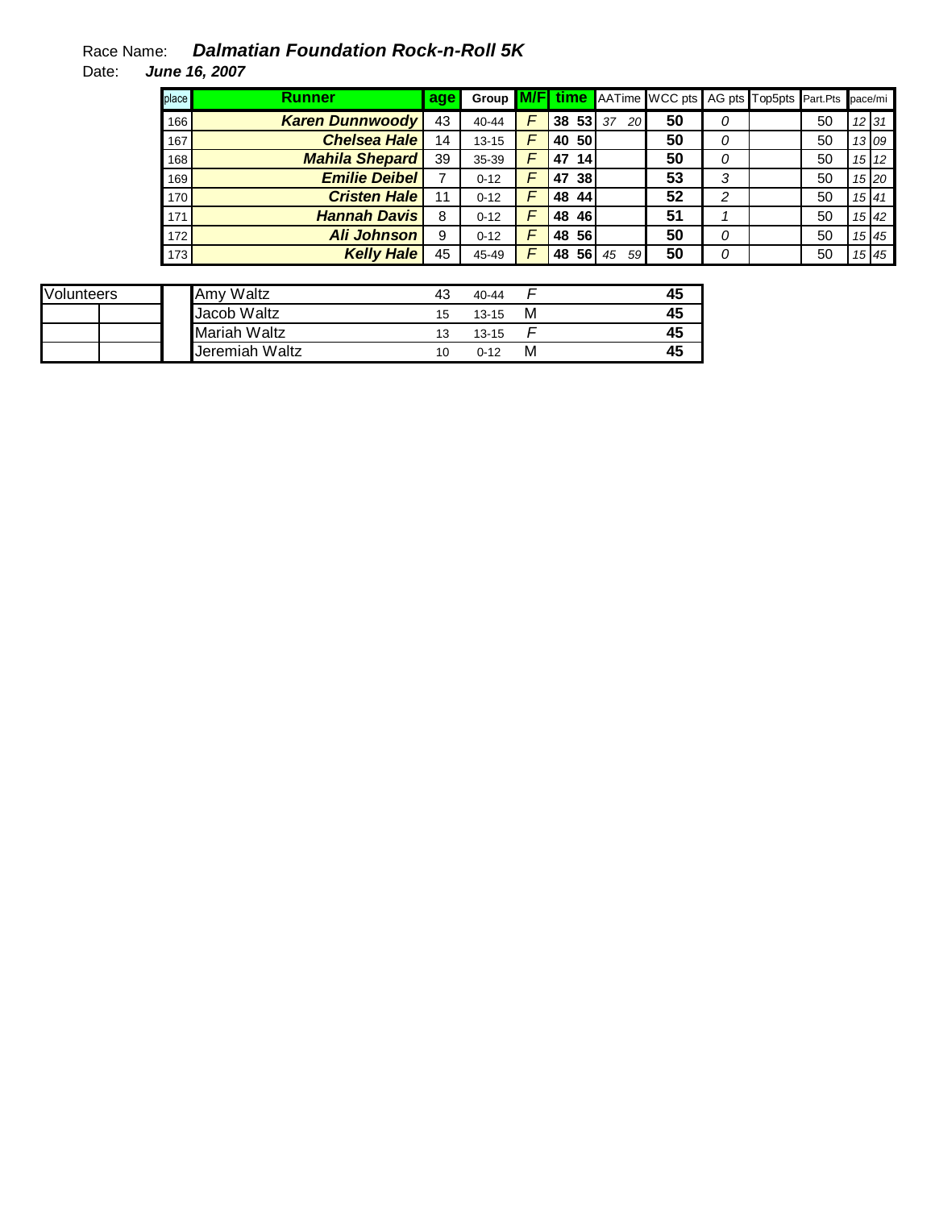Race Name: ***Dalmatian Foundation Rock-n-Roll 5K***

Date: ***June 16, 2007***

| place | Runner | age | Group | M/F | time | | AATime | | WCC pts | AG pts | Top5pts | Part.Pts | pace/mi | |
|---|---|---|---|---|---|---|---|---|---|---|---|---|---|---|
| 166 | ***Karen Dunnwoody*** | 43 | 40-44 | *F* | **38** | **53** | *37* | *20* | **50** | *0* | | 50 | *12* | *31* |
| 167 | ***Chelsea Hale*** | 14 | 13-15 | *F* | **40** | **50** | | | **50** | *0* | | 50 | *13* | *09* |
| 168 | ***Mahila Shepard*** | 39 | 35-39 | *F* | **47** | **14** | | | **50** | *0* | | 50 | *15* | *12* |
| 169 | ***Emilie Deibel*** | 7 | 0-12 | *F* | **47** | **38** | | | **53** | *3* | | 50 | *15* | *20* |
| 170 | ***Cristen Hale*** | 11 | 0-12 | *F* | **48** | **44** | | | **52** | *2* | | 50 | *15* | *41* |
| 171 | ***Hannah Davis*** | 8 | 0-12 | *F* | **48** | **46** | | | **51** | *1* | | 50 | *15* | *42* |
| 172 | ***Ali Johnson*** | 9 | 0-12 | *F* | **48** | **56** | | | **50** | *0* | | 50 | *15* | *45* |
| 173 | ***Kelly Hale*** | 45 | 45-49 | *F* | **48** | **56** | *45* | *59* | **50** | *0* | | 50 | *15* | *45* |

| Volunteers | | | Runner | age | Group | M/F | pts |
|---|---|---|---|---|---|---|---|
| | | | Amy Waltz | 43 | 40-44 | *F* | **45** |
| | | | Jacob Waltz | 15 | 13-15 | M | **45** |
| | | | Mariah Waltz | 13 | 13-15 | *F* | **45** |
| | | | Jeremiah Waltz | 10 | 0-12 | M | **45** |